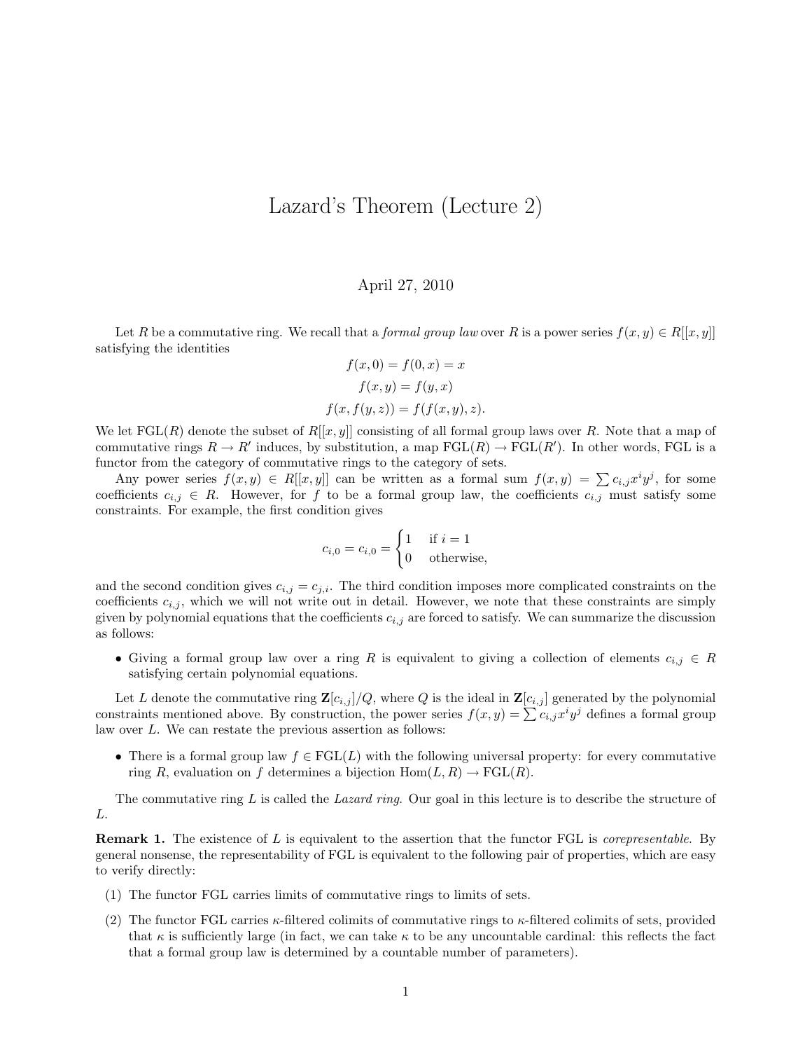# Lazard's Theorem (Lecture 2)

April 27, 2010

Let $R$ be a commutative ring. We recall that a *formal group law* over $R$ is a power series $f(x,y) \in R[[x,y]]$ satisfying the identities

$$f(x,0) = f(0,x) = x$$
$$f(x,y) = f(y,x)$$
$$f(x, f(y,z)) = f(f(x,y), z).$$

We let $\mathrm{FGL}(R)$ denote the subset of $R[[x,y]]$ consisting of all formal group laws over $R$. Note that a map of commutative rings $R \to R'$ induces, by substitution, a map $\mathrm{FGL}(R) \to \mathrm{FGL}(R')$. In other words, FGL is a functor from the category of commutative rings to the category of sets.

Any power series $f(x,y) \in R[[x,y]]$ can be written as a formal sum $f(x,y) = \sum c_{i,j} x^i y^j$, for some coefficients $c_{i,j} \in R$. However, for $f$ to be a formal group law, the coefficients $c_{i,j}$ must satisfy some constraints. For example, the first condition gives

$$c_{i,0} = c_{i,0} = \begin{cases} 1 & \text{if } i = 1 \\ 0 & \text{otherwise,} \end{cases}$$

and the second condition gives $c_{i,j} = c_{j,i}$. The third condition imposes more complicated constraints on the coefficients $c_{i,j}$, which we will not write out in detail. However, we note that these constraints are simply given by polynomial equations that the coefficients $c_{i,j}$ are forced to satisfy. We can summarize the discussion as follows:

- Giving a formal group law over a ring $R$ is equivalent to giving a collection of elements $c_{i,j} \in R$ satisfying certain polynomial equations.

Let $L$ denote the commutative ring $\mathbf{Z}[c_{i,j}]/Q$, where $Q$ is the ideal in $\mathbf{Z}[c_{i,j}]$ generated by the polynomial constraints mentioned above. By construction, the power series $f(x,y) = \sum c_{i,j} x^i y^j$ defines a formal group law over $L$. We can restate the previous assertion as follows:

- There is a formal group law $f \in \mathrm{FGL}(L)$ with the following universal property: for every commutative ring $R$, evaluation on $f$ determines a bijection $\mathrm{Hom}(L, R) \to \mathrm{FGL}(R)$.

The commutative ring $L$ is called the *Lazard ring*. Our goal in this lecture is to describe the structure of $L$.

**Remark 1.** The existence of $L$ is equivalent to the assertion that the functor FGL is *corepresentable*. By general nonsense, the representability of FGL is equivalent to the following pair of properties, which are easy to verify directly:

(1) The functor FGL carries limits of commutative rings to limits of sets.

(2) The functor FGL carries $\kappa$-filtered colimits of commutative rings to $\kappa$-filtered colimits of sets, provided that $\kappa$ is sufficiently large (in fact, we can take $\kappa$ to be any uncountable cardinal: this reflects the fact that a formal group law is determined by a countable number of parameters).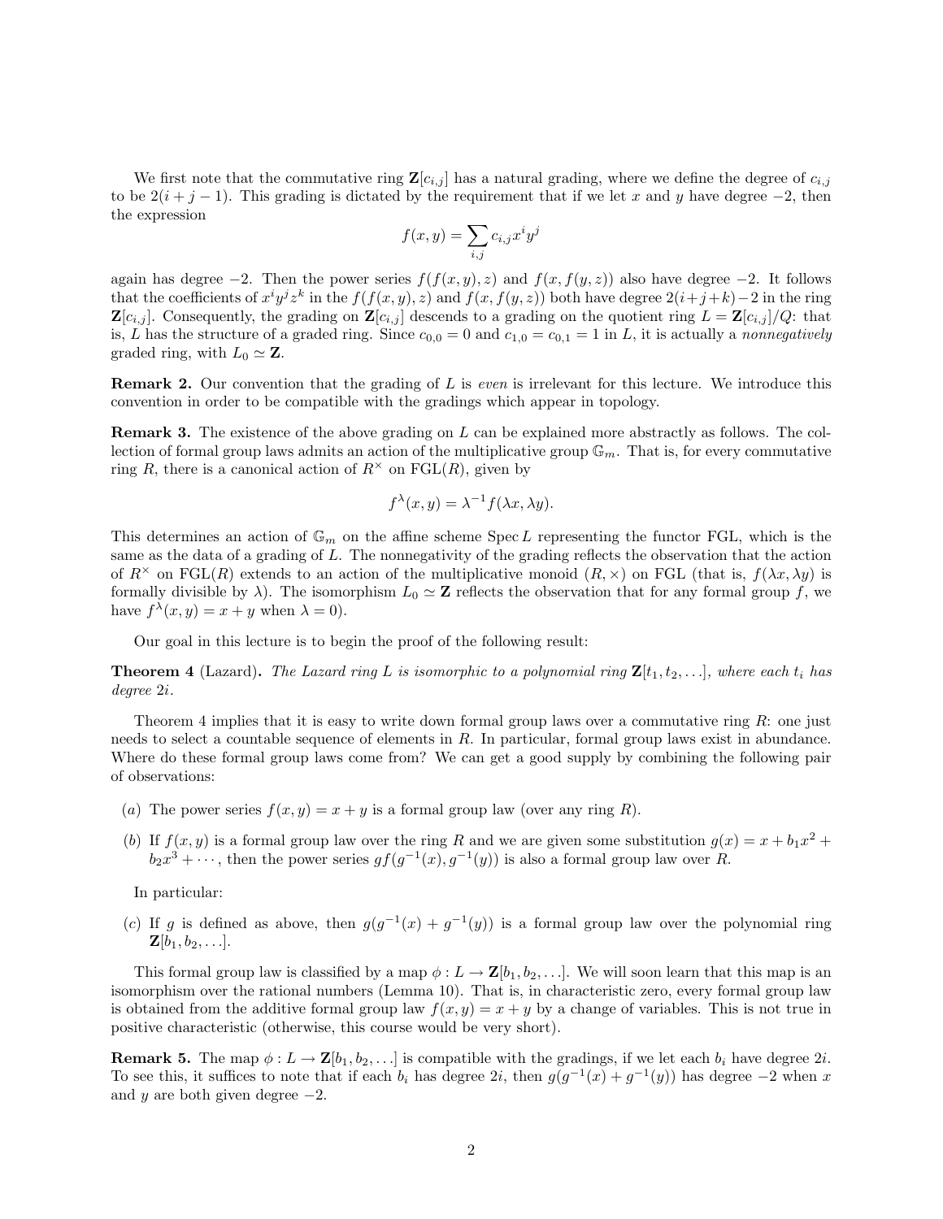We first note that the commutative ring $\mathbf{Z}[c_{i,j}]$ has a natural grading, where we define the degree of $c_{i,j}$ to be $2(i+j-1)$. This grading is dictated by the requirement that if we let $x$ and $y$ have degree $-2$, then the expression

$$f(x,y) = \sum_{i,j} c_{i,j} x^i y^j$$

again has degree $-2$. Then the power series $f(f(x,y),z)$ and $f(x,f(y,z))$ also have degree $-2$. It follows that the coefficients of $x^i y^j z^k$ in the $f(f(x,y),z)$ and $f(x,f(y,z))$ both have degree $2(i+j+k)-2$ in the ring $\mathbf{Z}[c_{i,j}]$. Consequently, the grading on $\mathbf{Z}[c_{i,j}]$ descends to a grading on the quotient ring $L = \mathbf{Z}[c_{i,j}]/Q$: that is, $L$ has the structure of a graded ring. Since $c_{0,0} = 0$ and $c_{1,0} = c_{0,1} = 1$ in $L$, it is actually a *nonnegatively* graded ring, with $L_0 \simeq \mathbf{Z}$.

**Remark 2.** Our convention that the grading of $L$ is *even* is irrelevant for this lecture. We introduce this convention in order to be compatible with the gradings which appear in topology.

**Remark 3.** The existence of the above grading on $L$ can be explained more abstractly as follows. The collection of formal group laws admits an action of the multiplicative group $\mathbb{G}_m$. That is, for every commutative ring $R$, there is a canonical action of $R^\times$ on $\mathrm{FGL}(R)$, given by

$$f^\lambda(x,y) = \lambda^{-1} f(\lambda x, \lambda y).$$

This determines an action of $\mathbb{G}_m$ on the affine scheme $\operatorname{Spec} L$ representing the functor FGL, which is the same as the data of a grading of $L$. The nonnegativity of the grading reflects the observation that the action of $R^\times$ on $\mathrm{FGL}(R)$ extends to an action of the multiplicative monoid $(R, \times)$ on FGL (that is, $f(\lambda x, \lambda y)$ is formally divisible by $\lambda$). The isomorphism $L_0 \simeq \mathbf{Z}$ reflects the observation that for any formal group $f$, we have $f^\lambda(x,y) = x+y$ when $\lambda = 0$).

Our goal in this lecture is to begin the proof of the following result:

**Theorem 4** (Lazard)**.** *The Lazard ring $L$ is isomorphic to a polynomial ring $\mathbf{Z}[t_1, t_2, \ldots]$, where each $t_i$ has degree $2i$.*

Theorem 4 implies that it is easy to write down formal group laws over a commutative ring $R$: one just needs to select a countable sequence of elements in $R$. In particular, formal group laws exist in abundance. Where do these formal group laws come from? We can get a good supply by combining the following pair of observations:

(a) The power series $f(x,y) = x+y$ is a formal group law (over any ring $R$).

(b) If $f(x,y)$ is a formal group law over the ring $R$ and we are given some substitution $g(x) = x + b_1 x^2 + b_2 x^3 + \cdots$, then the power series $gf(g^{-1}(x), g^{-1}(y))$ is also a formal group law over $R$.

In particular:

(c) If $g$ is defined as above, then $g(g^{-1}(x) + g^{-1}(y))$ is a formal group law over the polynomial ring $\mathbf{Z}[b_1, b_2, \ldots]$.

This formal group law is classified by a map $\phi : L \to \mathbf{Z}[b_1, b_2, \ldots]$. We will soon learn that this map is an isomorphism over the rational numbers (Lemma 10). That is, in characteristic zero, every formal group law is obtained from the additive formal group law $f(x,y) = x+y$ by a change of variables. This is not true in positive characteristic (otherwise, this course would be very short).

**Remark 5.** The map $\phi : L \to \mathbf{Z}[b_1, b_2, \ldots]$ is compatible with the gradings, if we let each $b_i$ have degree $2i$. To see this, it suffices to note that if each $b_i$ has degree $2i$, then $g(g^{-1}(x) + g^{-1}(y))$ has degree $-2$ when $x$ and $y$ are both given degree $-2$.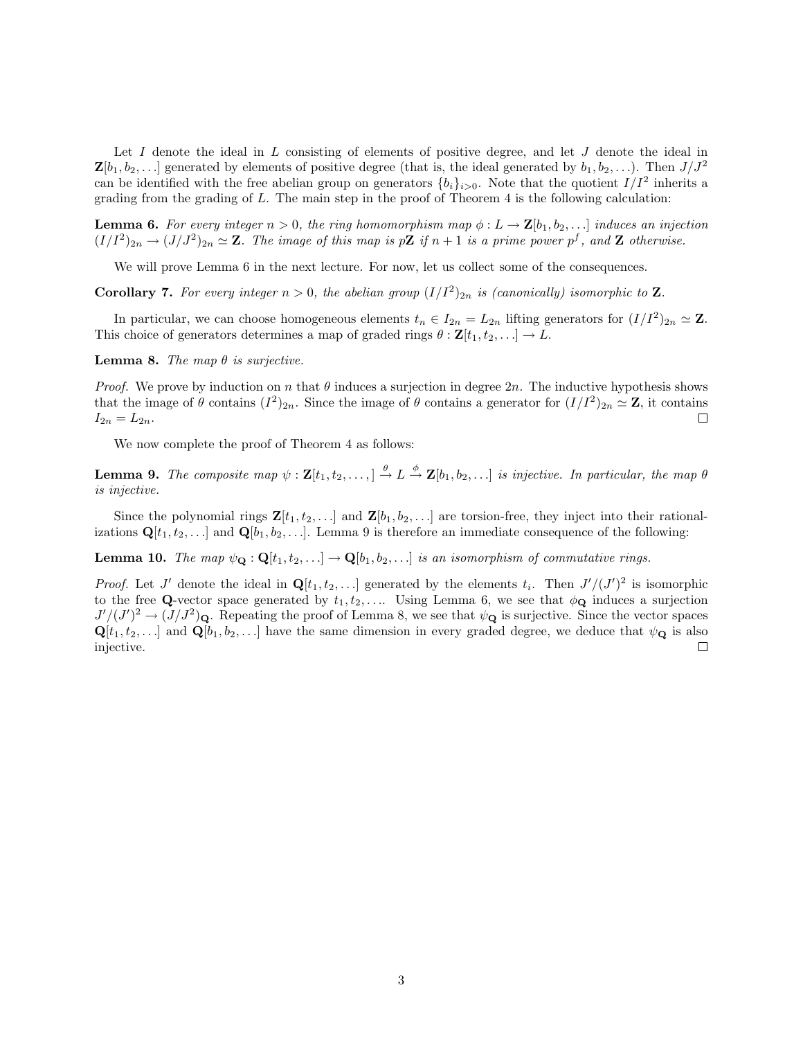Let $I$ denote the ideal in $L$ consisting of elements of positive degree, and let $J$ denote the ideal in $\mathbf{Z}[b_1, b_2, \ldots]$ generated by elements of positive degree (that is, the ideal generated by $b_1, b_2, \ldots$). Then $J/J^2$ can be identified with the free abelian group on generators $\{b_i\}_{i>0}$. Note that the quotient $I/I^2$ inherits a grading from the grading of $L$. The main step in the proof of Theorem 4 is the following calculation:

**Lemma 6.** *For every integer $n > 0$, the ring homomorphism map $\phi : L \to \mathbf{Z}[b_1, b_2, \ldots]$ induces an injection $(I/I^2)_{2n} \to (J/J^2)_{2n} \simeq \mathbf{Z}$. The image of this map is $p\mathbf{Z}$ if $n+1$ is a prime power $p^f$, and $\mathbf{Z}$ otherwise.*

We will prove Lemma 6 in the next lecture. For now, let us collect some of the consequences.

**Corollary 7.** *For every integer $n > 0$, the abelian group $(I/I^2)_{2n}$ is (canonically) isomorphic to $\mathbf{Z}$.*

In particular, we can choose homogeneous elements $t_n \in I_{2n} = L_{2n}$ lifting generators for $(I/I^2)_{2n} \simeq \mathbf{Z}$. This choice of generators determines a map of graded rings $\theta : \mathbf{Z}[t_1, t_2, \ldots] \to L$.

**Lemma 8.** *The map $\theta$ is surjective.*

*Proof.* We prove by induction on $n$ that $\theta$ induces a surjection in degree $2n$. The inductive hypothesis shows that the image of $\theta$ contains $(I^2)_{2n}$. Since the image of $\theta$ contains a generator for $(I/I^2)_{2n} \simeq \mathbf{Z}$, it contains $I_{2n} = L_{2n}$. □

We now complete the proof of Theorem 4 as follows:

**Lemma 9.** *The composite map $\psi : \mathbf{Z}[t_1, t_2, \ldots,] \xrightarrow{\theta} L \xrightarrow{\phi} \mathbf{Z}[b_1, b_2, \ldots]$ is injective. In particular, the map $\theta$ is injective.*

Since the polynomial rings $\mathbf{Z}[t_1, t_2, \ldots]$ and $\mathbf{Z}[b_1, b_2, \ldots]$ are torsion-free, they inject into their rationalizations $\mathbf{Q}[t_1, t_2, \ldots]$ and $\mathbf{Q}[b_1, b_2, \ldots]$. Lemma 9 is therefore an immediate consequence of the following:

**Lemma 10.** *The map $\psi_{\mathbf{Q}} : \mathbf{Q}[t_1, t_2, \ldots] \to \mathbf{Q}[b_1, b_2, \ldots]$ is an isomorphism of commutative rings.*

*Proof.* Let $J'$ denote the ideal in $\mathbf{Q}[t_1, t_2, \ldots]$ generated by the elements $t_i$. Then $J'/(J')^2$ is isomorphic to the free $\mathbf{Q}$-vector space generated by $t_1, t_2, \ldots$. Using Lemma 6, we see that $\phi_{\mathbf{Q}}$ induces a surjection $J'/(J')^2 \to (J/J^2)_{\mathbf{Q}}$. Repeating the proof of Lemma 8, we see that $\psi_{\mathbf{Q}}$ is surjective. Since the vector spaces $\mathbf{Q}[t_1, t_2, \ldots]$ and $\mathbf{Q}[b_1, b_2, \ldots]$ have the same dimension in every graded degree, we deduce that $\psi_{\mathbf{Q}}$ is also injective. □